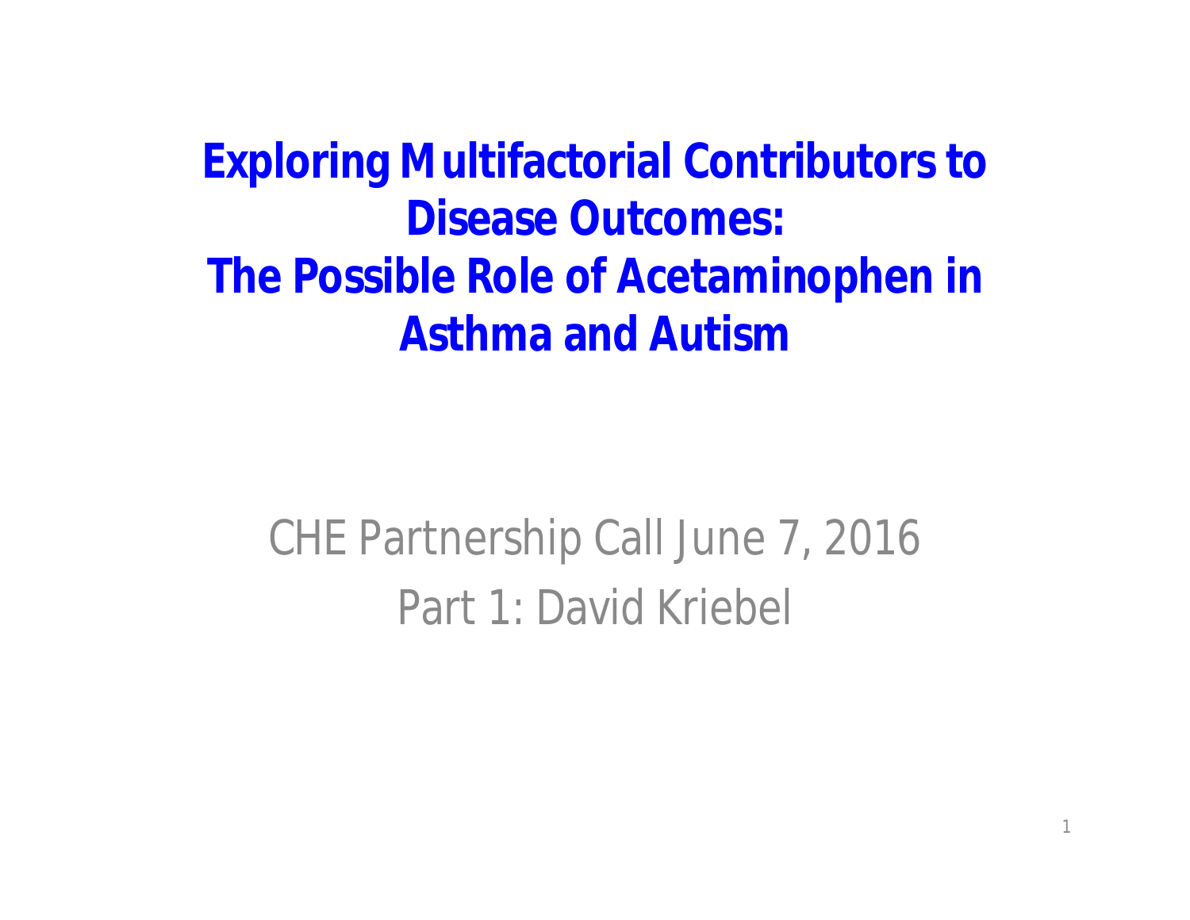# Exploring Multifactorial Contributors to Disease Outcomes: The Possible Role of Acetaminophen in Asthma and Autism

CHE Partnership Call June 7, 2016

Part 1: David Kriebel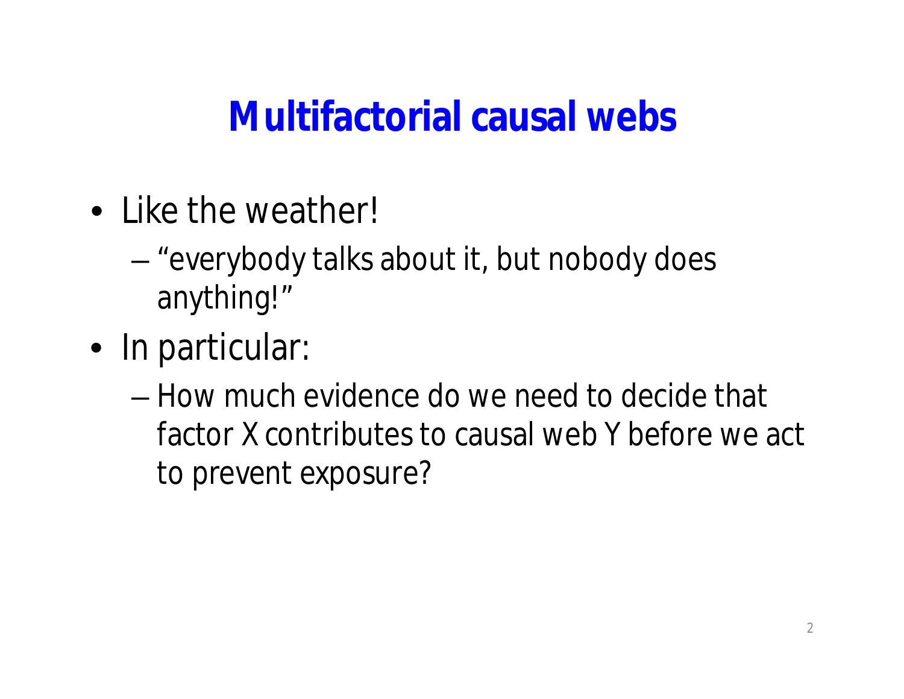# Multifactorial causal webs

- Like the weather!
  - "everybody talks about it, but nobody does anything!"
- In particular:
  - How much evidence do we need to decide that factor X contributes to causal web Y before we act to prevent exposure?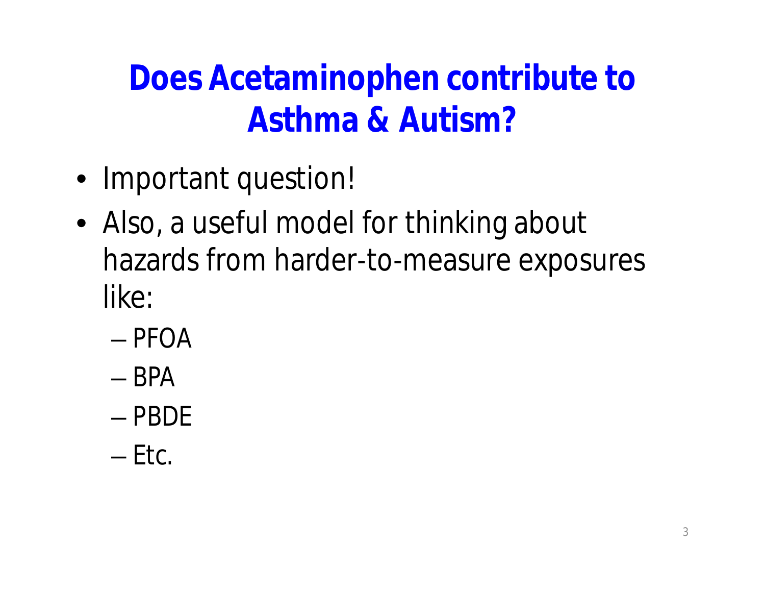# Does Acetaminophen contribute to Asthma & Autism?

- Important question!
- Also, a useful model for thinking about hazards from harder-to-measure exposures like:
  - PFOA
  - BPA
  - PBDE
  - Etc.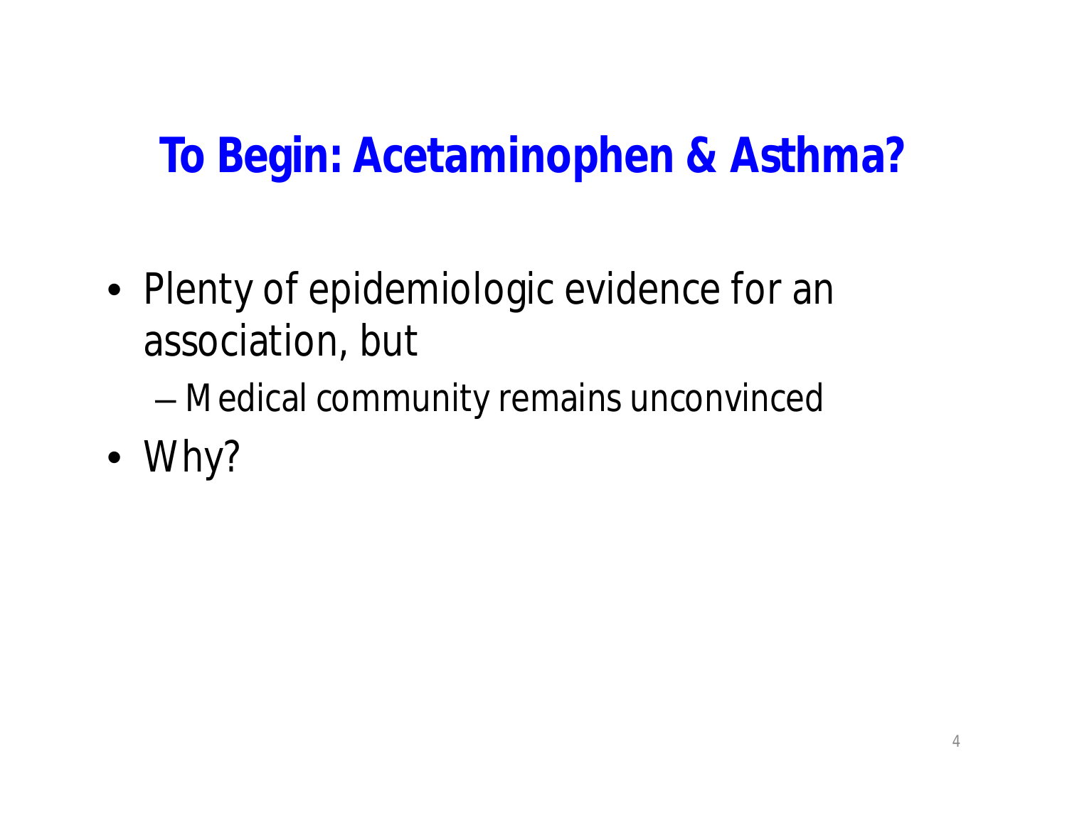# To Begin: Acetaminophen & Asthma?

- Plenty of epidemiologic evidence for an association, but
  - Medical community remains unconvinced
- Why?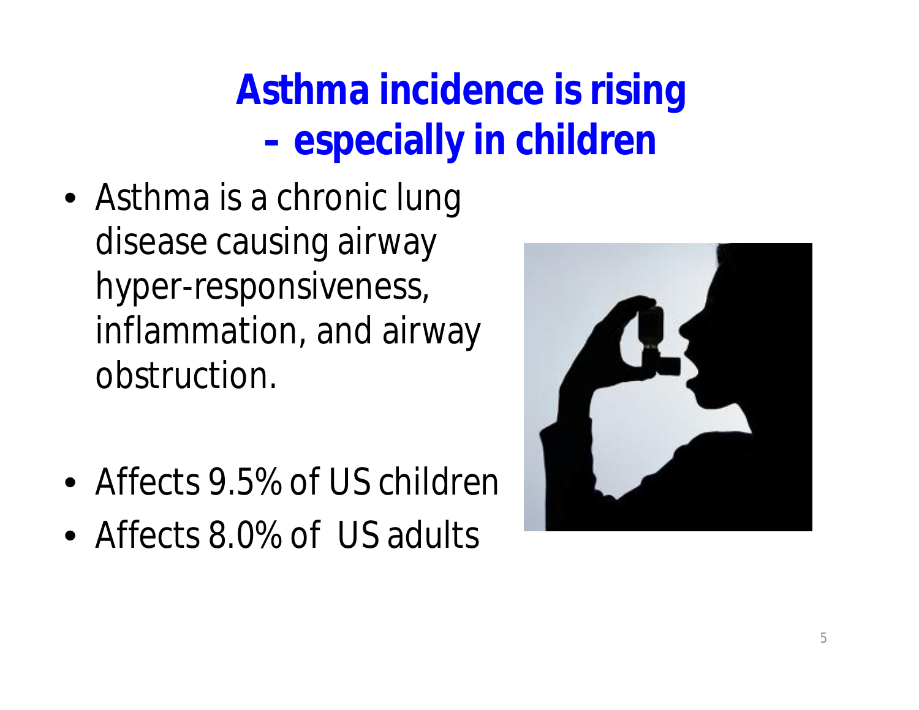# Asthma incidence is rising – especially in children

- Asthma is a chronic lung disease causing airway hyper-responsiveness, inflammation, and airway obstruction.

- Affects 9.5% of US children
- Affects 8.0% of US adults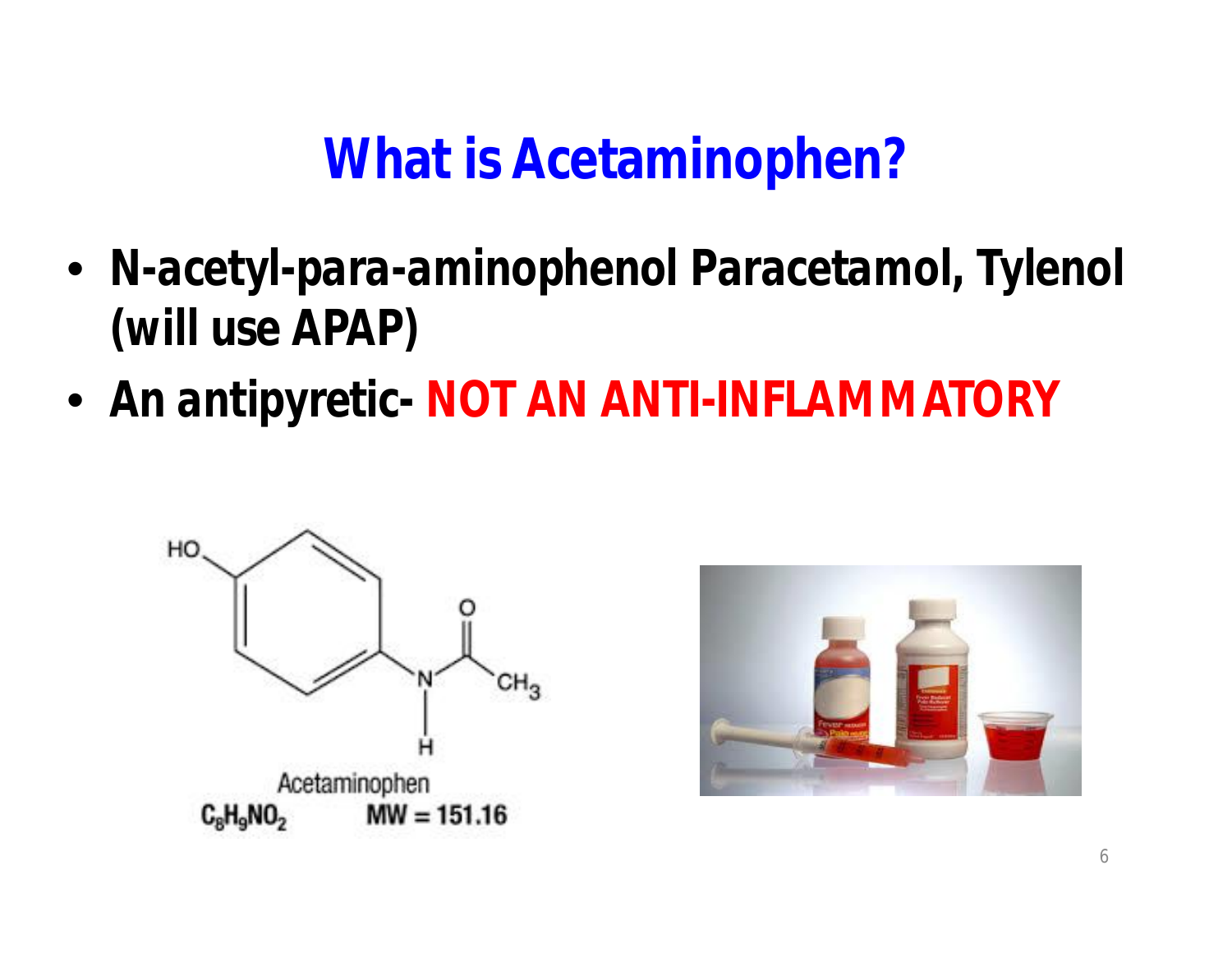# What is Acetaminophen?

- **N-acetyl-para-aminophenol Paracetamol, Tylenol (will use APAP)**
- **An antipyretic- NOT AN ANTI-INFLAMMATORY**

Acetaminophen

$C_8H_9NO_2$ MW = 151.16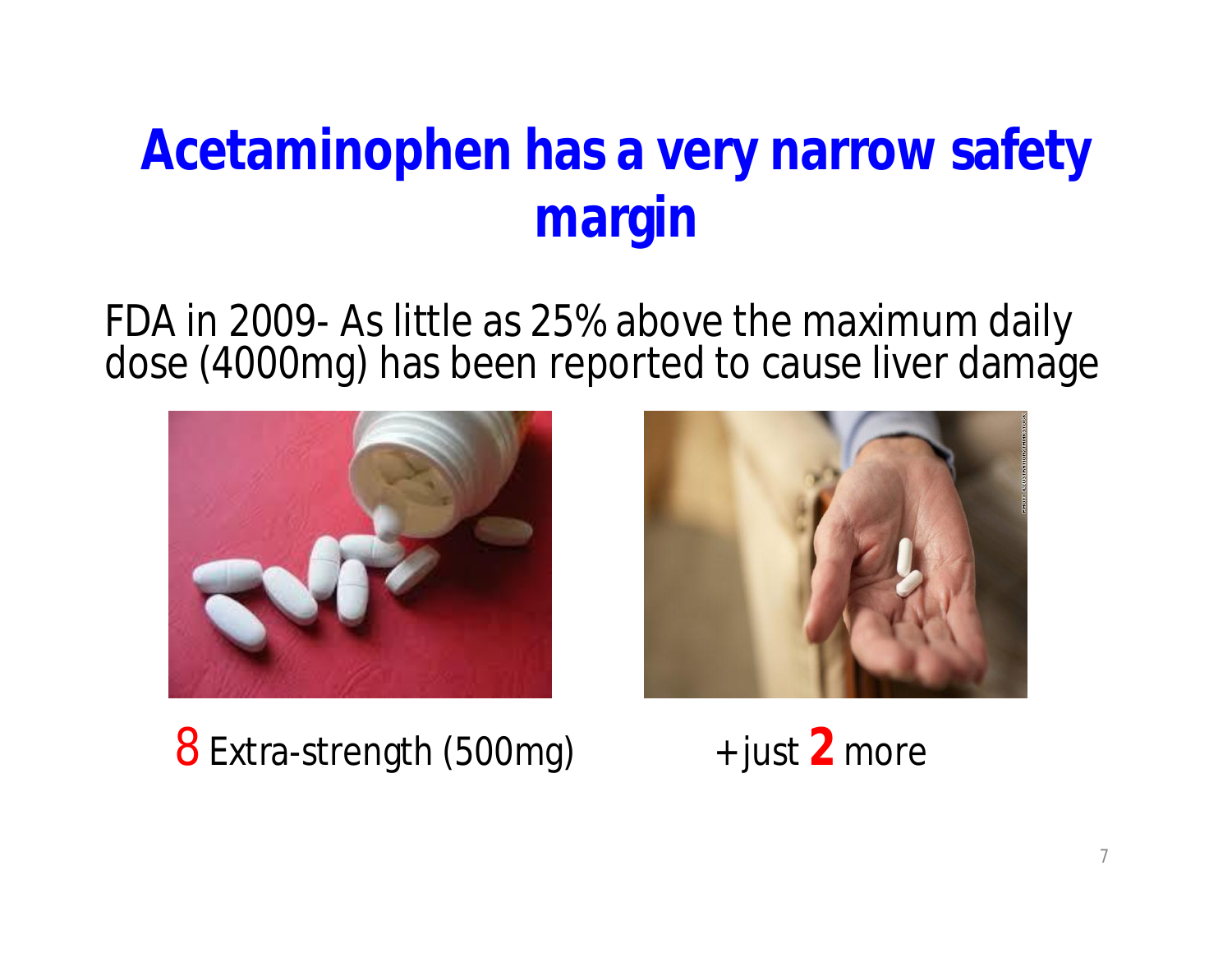# Acetaminophen has a very narrow safety margin

FDA in 2009- As little as 25% above the maximum daily dose (4000mg) has been reported to cause liver damage

8 Extra-strength (500mg) + just **2** more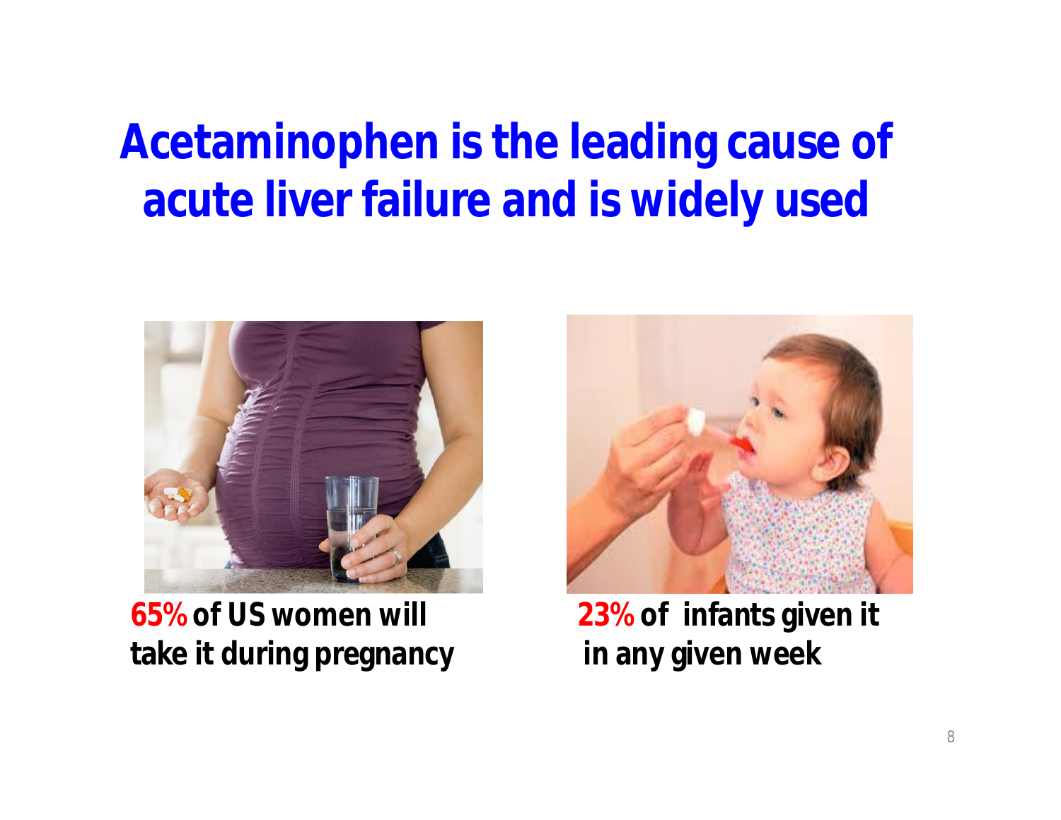# Acetaminophen is the leading cause of acute liver failure and is widely used

**65% of US women will take it during pregnancy**

**23% of infants given it in any given week**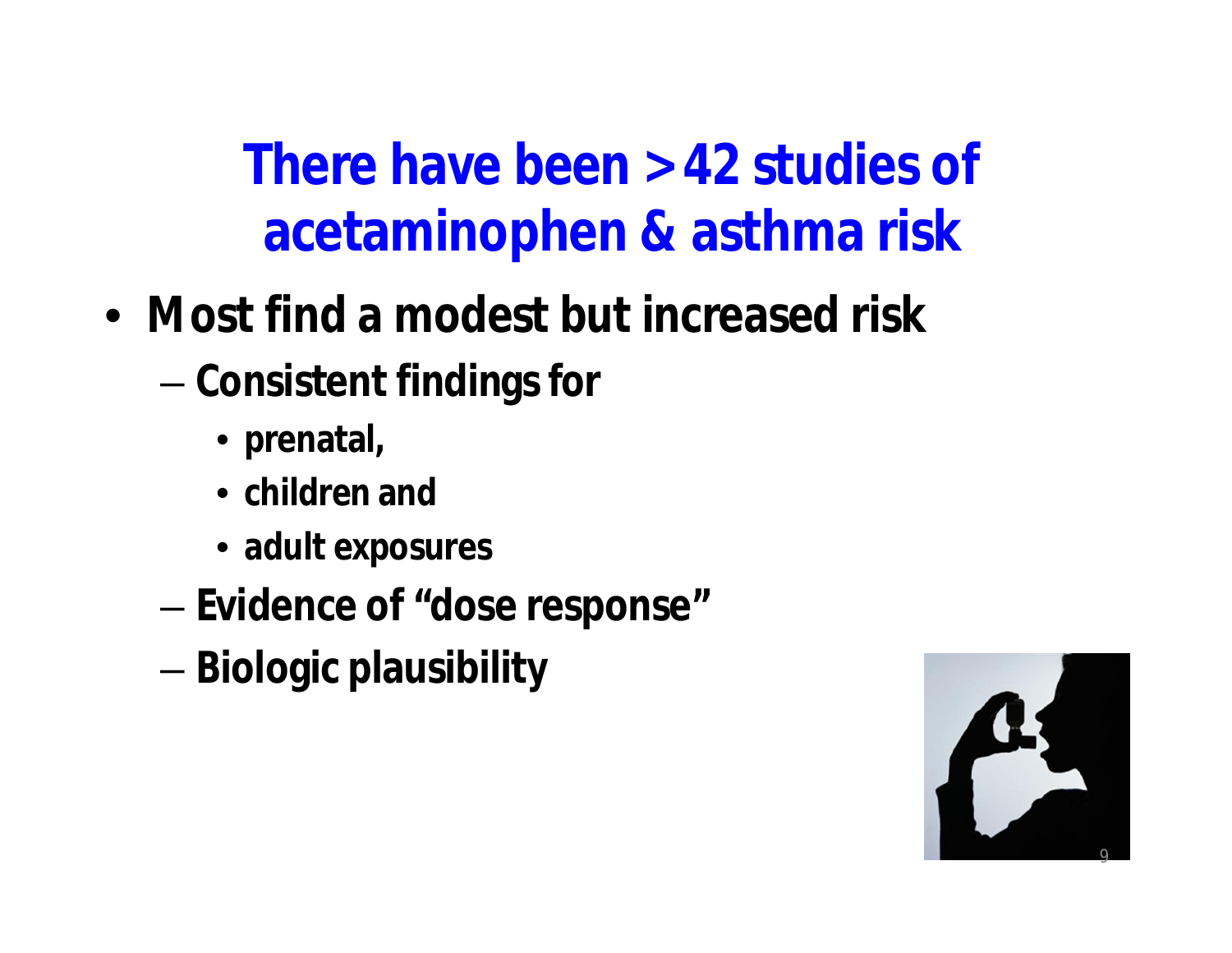# There have been >42 studies of acetaminophen & asthma risk

- **Most find a modest but increased risk**
  - **Consistent findings for**
    - **prenatal,**
    - **children and**
    - **adult exposures**
  - **Evidence of "dose response"**
  - **Biologic plausibility**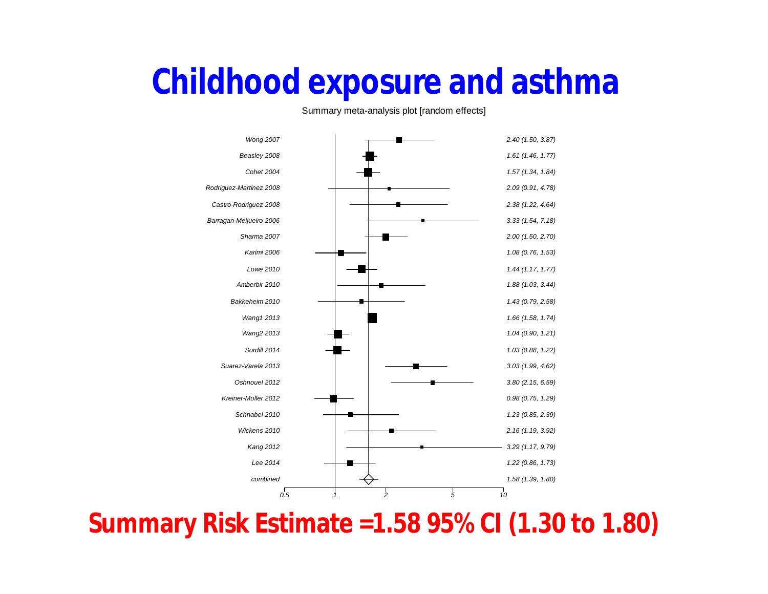# Childhood exposure and asthma

Summary meta-analysis plot [random effects]

| Study | Estimate (95% CI) |
|---|---|
| Wong 2007 | 2.40 (1.50, 3.87) |
| Beasley 2008 | 1.61 (1.46, 1.77) |
| Cohet 2004 | 1.57 (1.34, 1.84) |
| Rodriguez-Martinez 2008 | 2.09 (0.91, 4.78) |
| Castro-Rodriguez 2008 | 2.38 (1.22, 4.64) |
| Barragan-Meijueiro 2006 | 3.33 (1.54, 7.18) |
| Sharma 2007 | 2.00 (1.50, 2.70) |
| Karimi 2006 | 1.08 (0.76, 1.53) |
| Lowe 2010 | 1.44 (1.17, 1.77) |
| Amberbir 2010 | 1.88 (1.03, 3.44) |
| Bakkeheim 2010 | 1.43 (0.79, 2.58) |
| Wang1 2013 | 1.66 (1.58, 1.74) |
| Wang2 2013 | 1.04 (0.90, 1.21) |
| Sordill 2014 | 1.03 (0.88, 1.22) |
| Suarez-Varela 2013 | 3.03 (1.99, 4.62) |
| Oshnouel 2012 | 3.80 (2.15, 6.59) |
| Kreiner-Moller 2012 | 0.98 (0.75, 1.29) |
| Schnabel 2010 | 1.23 (0.85, 2.39) |
| Wickens 2010 | 2.16 (1.19, 3.92) |
| Kang 2012 | 3.29 (1.17, 9.79) |
| Lee 2014 | 1.22 (0.86, 1.73) |
| combined | 1.58 (1.39, 1.80) |

**Summary Risk Estimate =1.58 95% CI (1.30 to 1.80)**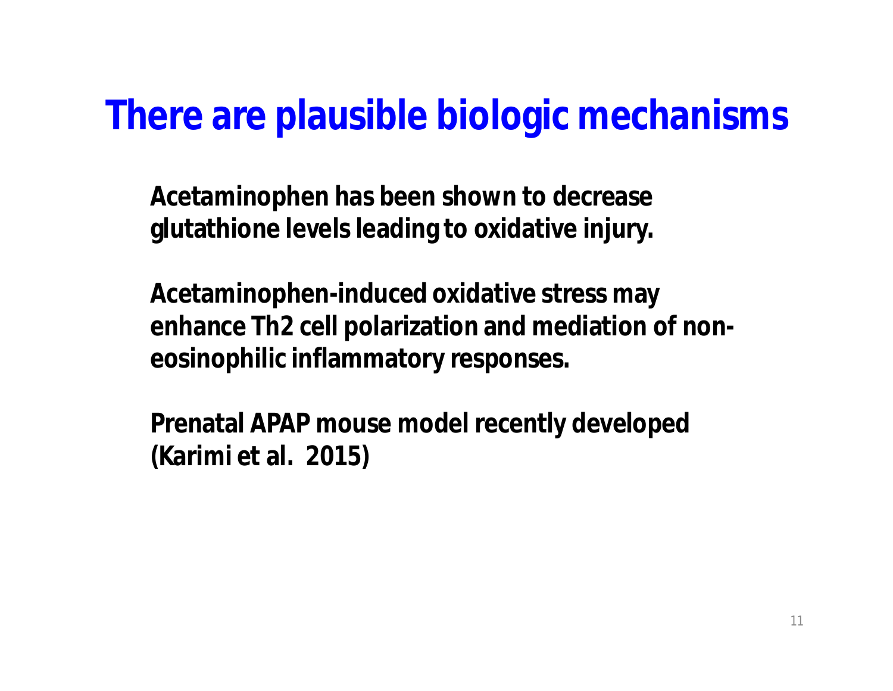# There are plausible biologic mechanisms

**Acetaminophen has been shown to decrease glutathione levels leading to oxidative injury.**

**Acetaminophen-induced oxidative stress may enhance Th2 cell polarization and mediation of non-eosinophilic inflammatory responses.**

**Prenatal APAP mouse model recently developed (Karimi et al. 2015)**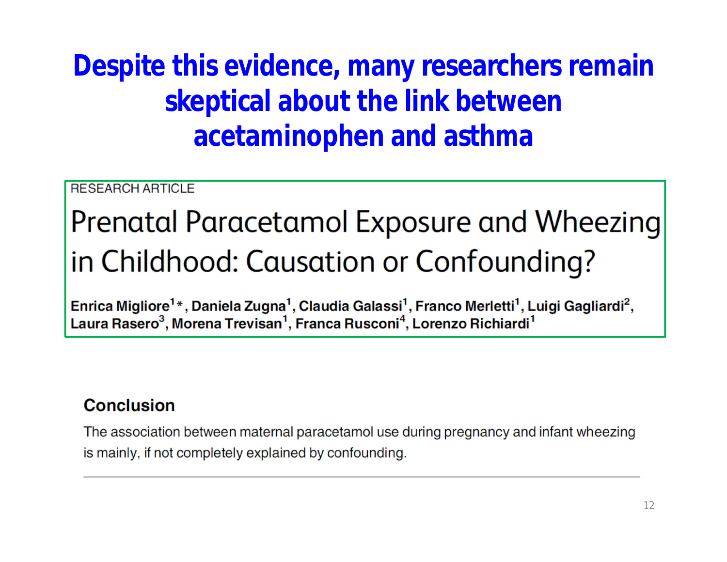# Despite this evidence, many researchers remain skeptical about the link between acetaminophen and asthma

RESEARCH ARTICLE

## Prenatal Paracetamol Exposure and Wheezing in Childhood: Causation or Confounding?

**Enrica Migliore[1]*, Daniela Zugna[1], Claudia Galassi[1], Franco Merletti[1], Luigi Gagliardi[2], Laura Rasero[3], Morena Trevisan[1], Franca Rusconi[4], Lorenzo Richiardi[1]**

### Conclusion

The association between maternal paracetamol use during pregnancy and infant wheezing is mainly, if not completely explained by confounding.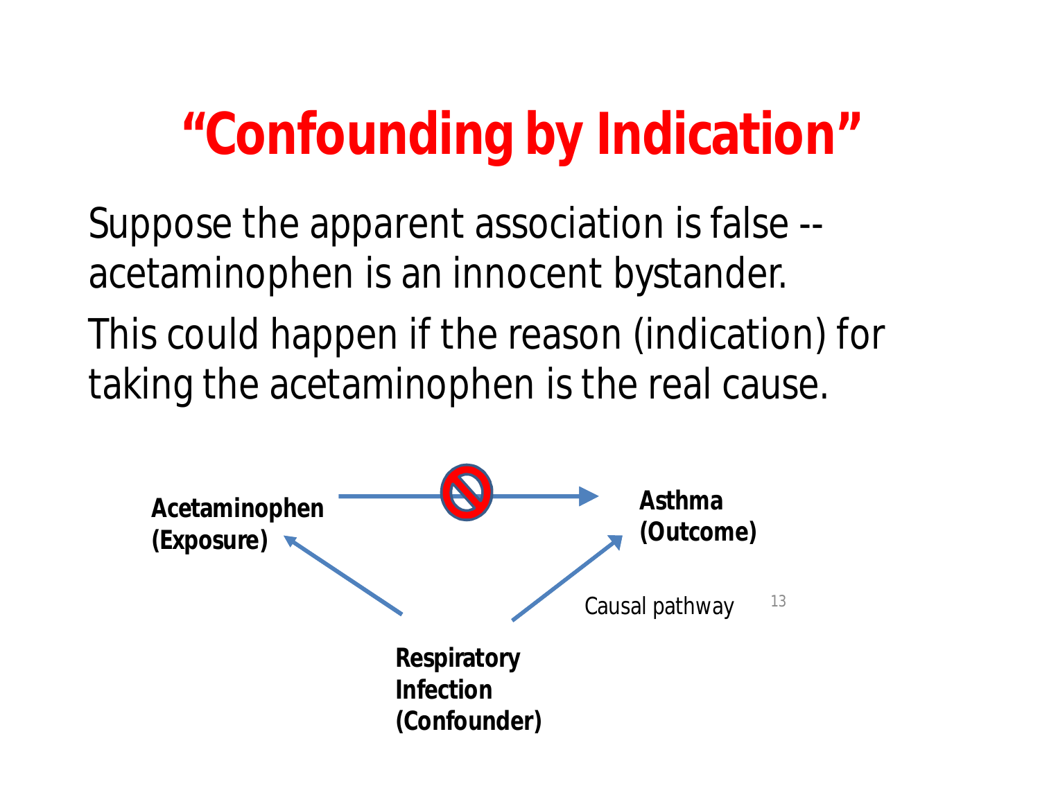# "Confounding by Indication"

Suppose the apparent association is false -- acetaminophen is an innocent bystander.

This could happen if the reason (indication) for taking the acetaminophen is the real cause.

**Acetaminophen (Exposure)**

**Asthma (Outcome)**

**Respiratory Infection (Confounder)**

Causal pathway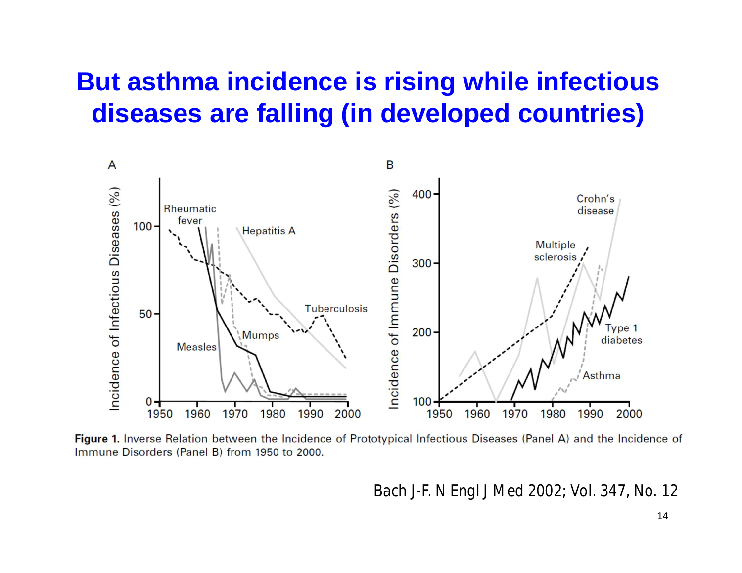# But asthma incidence is rising while infectious diseases are falling (in developed countries)

**Figure 1.** Inverse Relation between the Incidence of Prototypical Infectious Diseases (Panel A) and the Incidence of Immune Disorders (Panel B) from 1950 to 2000.

Bach J-F. N Engl J Med 2002; Vol. 347, No. 12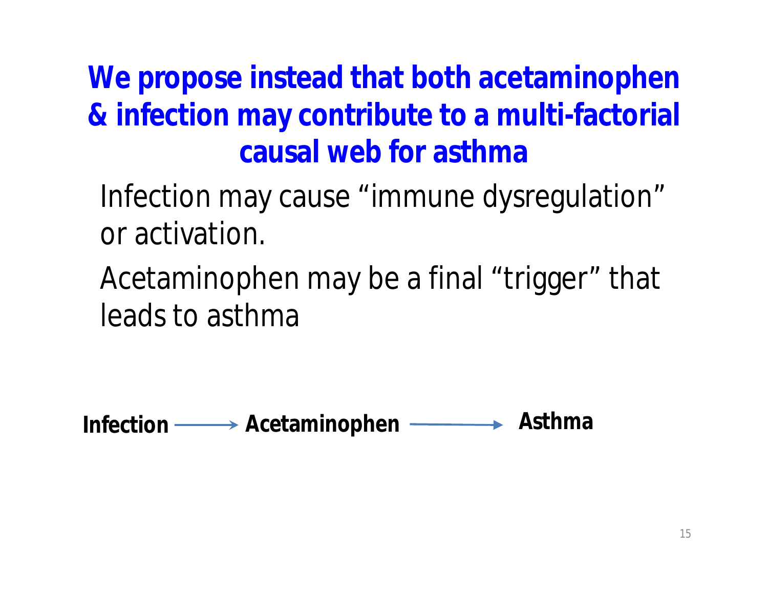# We propose instead that both acetaminophen & infection may contribute to a multi-factorial causal web for asthma

Infection may cause "immune dysregulation" or activation.

Acetaminophen may be a final "trigger" that leads to asthma

**Infection** → **Acetaminophen** → **Asthma**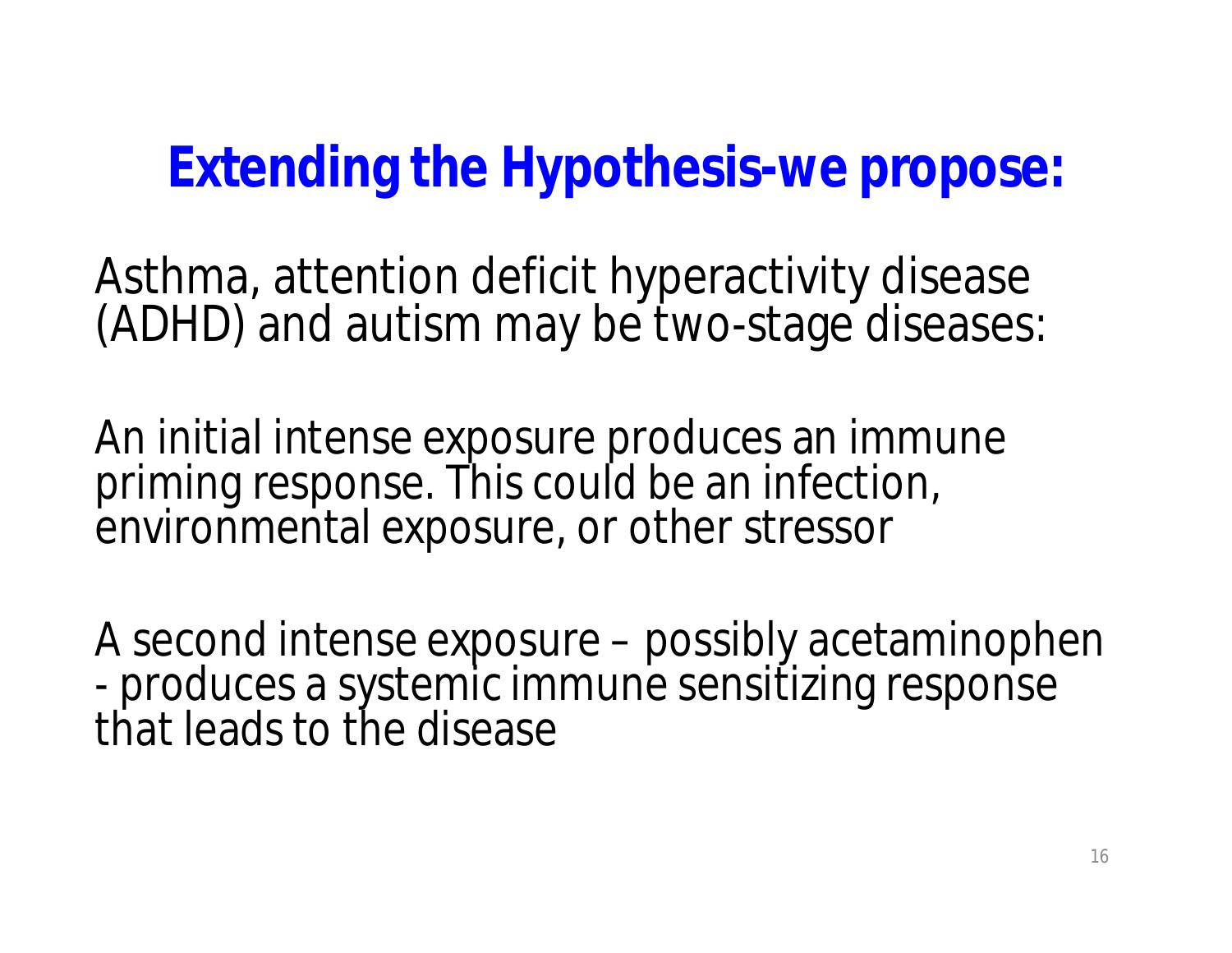# Extending the Hypothesis-we propose:

Asthma, attention deficit hyperactivity disease (ADHD) and autism may be two-stage diseases:

An initial intense exposure produces an immune priming response. This could be an infection, environmental exposure, or other stressor

A second intense exposure – possibly acetaminophen - produces a systemic immune sensitizing response that leads to the disease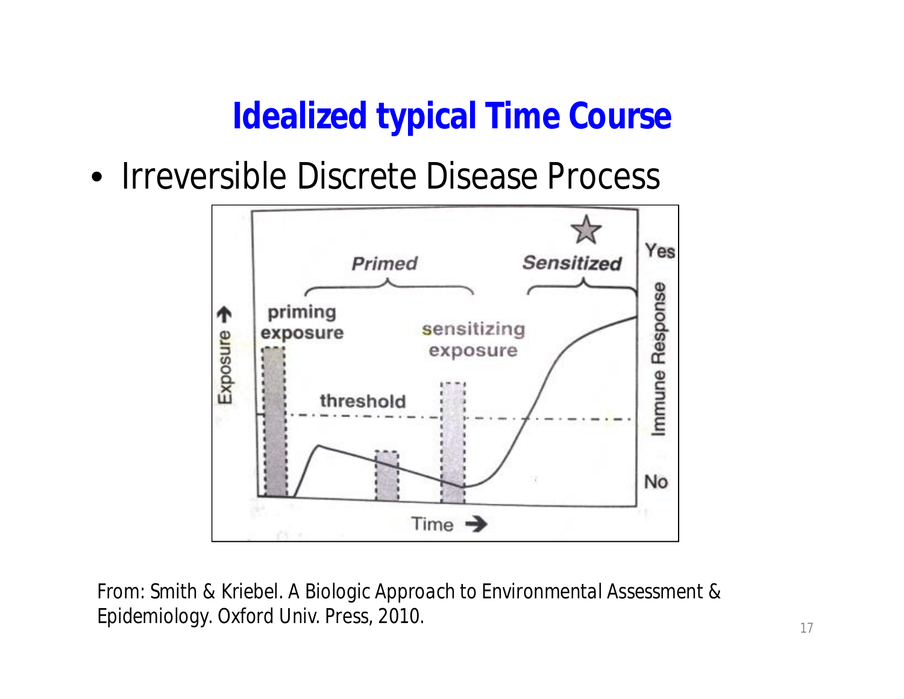# Idealized typical Time Course

- Irreversible Discrete Disease Process

From: Smith & Kriebel. A Biologic Approach to Environmental Assessment & Epidemiology. Oxford Univ. Press, 2010.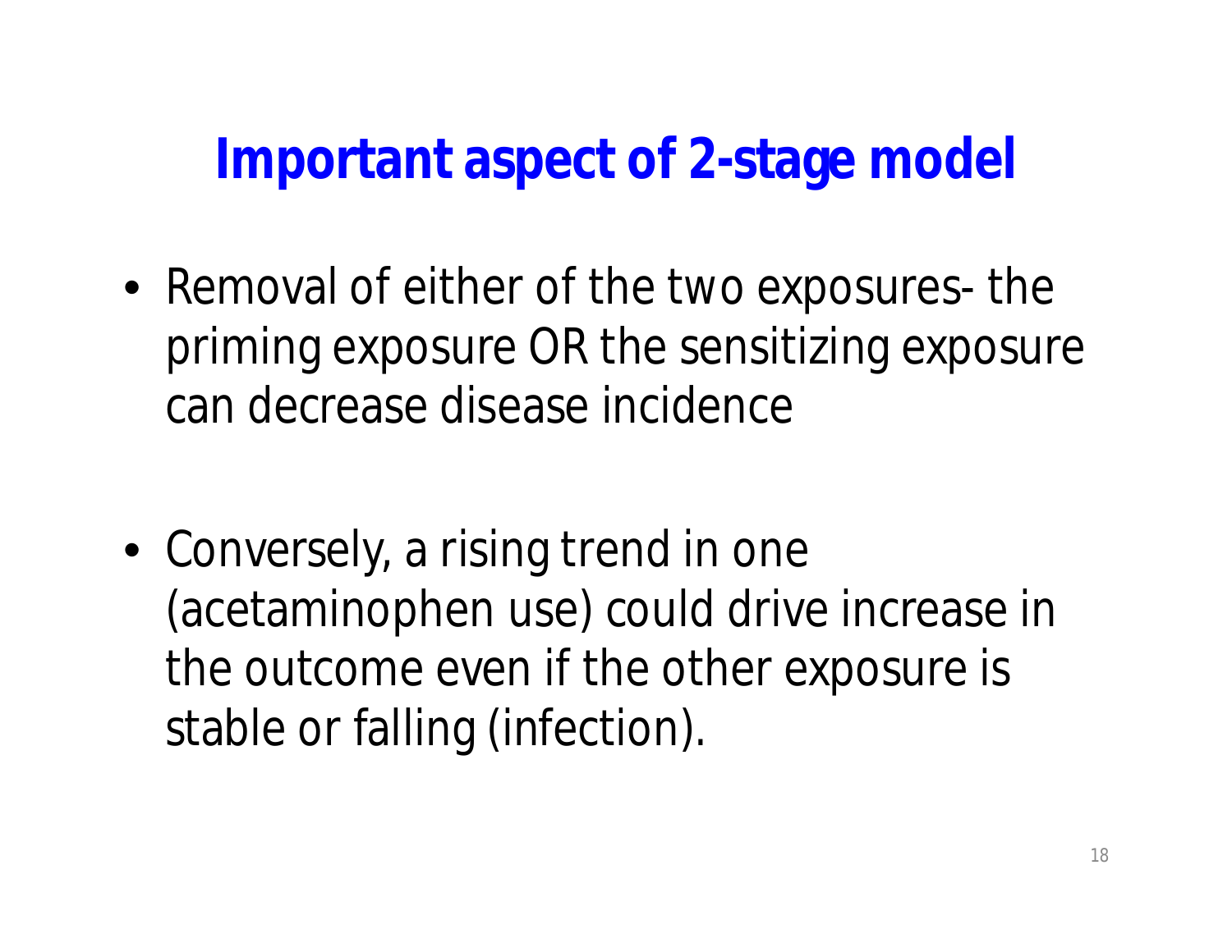# Important aspect of 2-stage model

- Removal of either of the two exposures- the priming exposure OR the sensitizing exposure can decrease disease incidence

- Conversely, a rising trend in one (acetaminophen use) could drive increase in the outcome even if the other exposure is stable or falling (infection).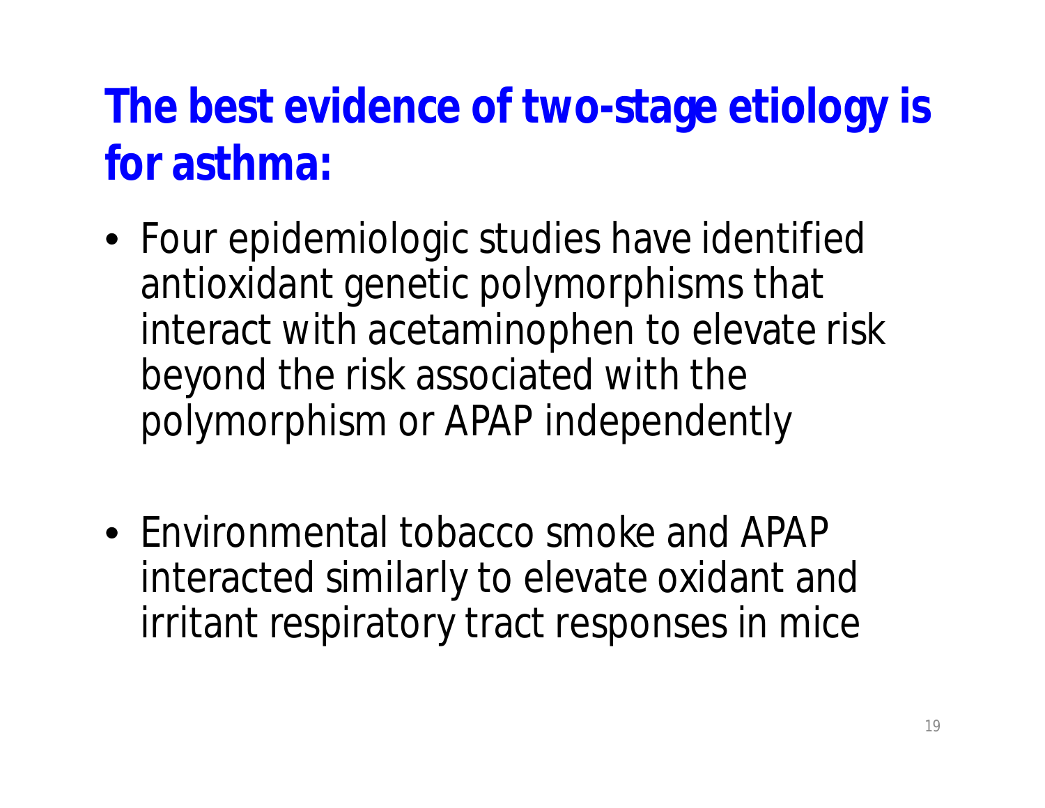# The best evidence of two-stage etiology is for asthma:

- Four epidemiologic studies have identified antioxidant genetic polymorphisms that interact with acetaminophen to elevate risk beyond the risk associated with the polymorphism or APAP independently

- Environmental tobacco smoke and APAP interacted similarly to elevate oxidant and irritant respiratory tract responses in mice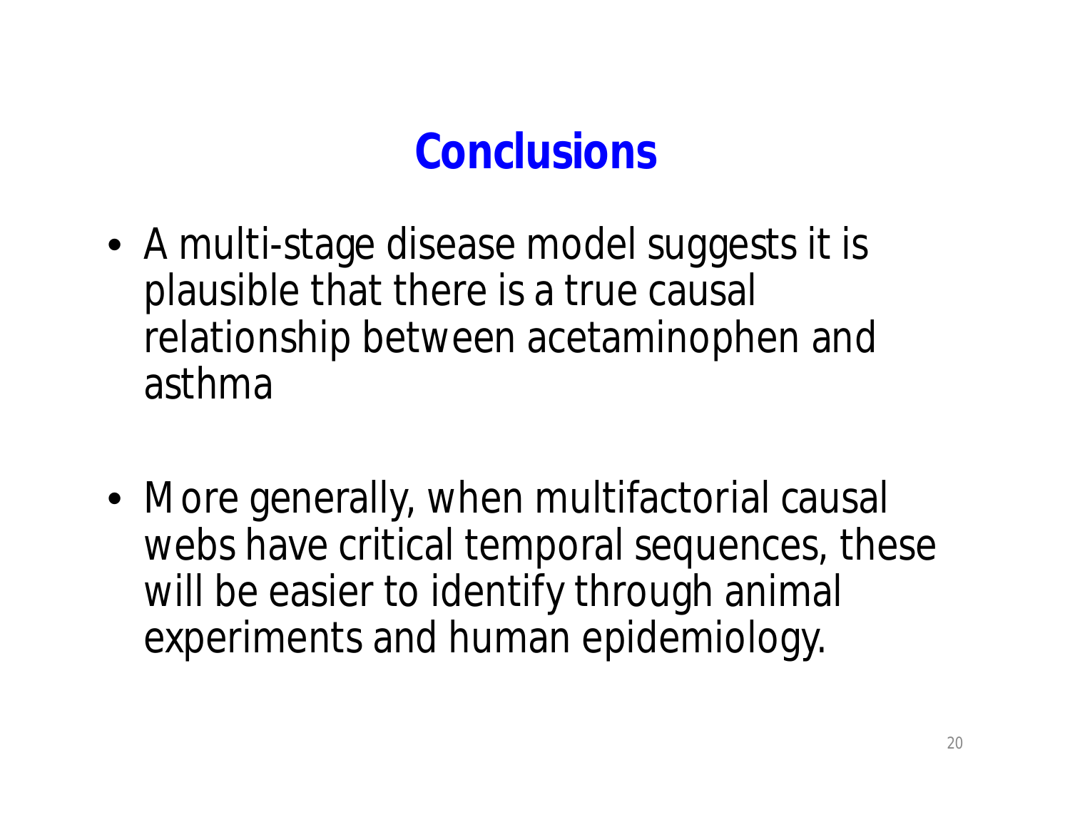# Conclusions

- A multi-stage disease model suggests it is plausible that there is a true causal relationship between acetaminophen and asthma

- More generally, when multifactorial causal webs have critical temporal sequences, these will be easier to identify through animal experiments and human epidemiology.